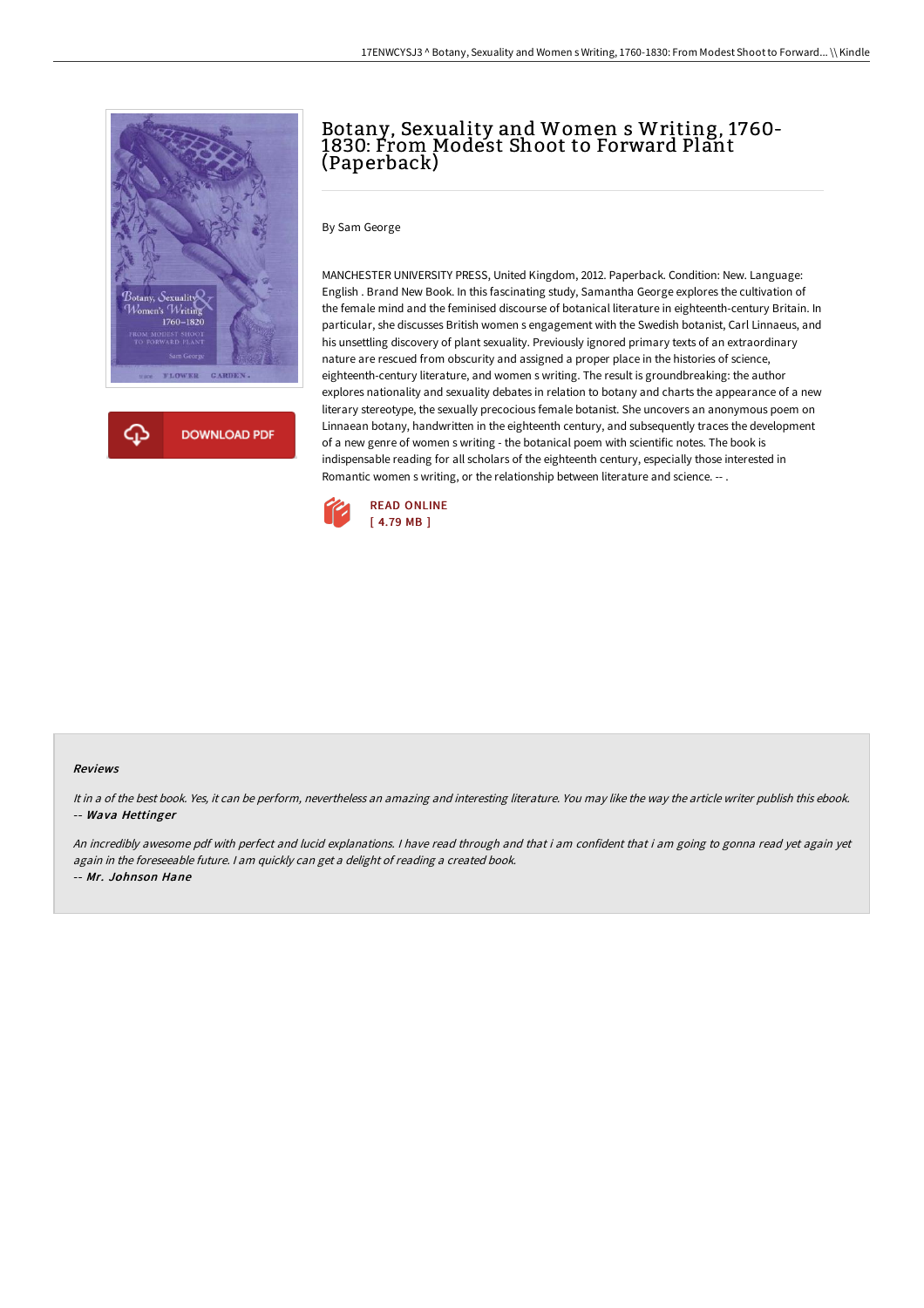# Botany, Sexuality and Women s Writing, 1760-1830: From Modest Shoot to Forward Plant (Paperback)

By Sam George

MANCHESTER UNIVERSITY PRESS, United Kingdom, 2012. Paperback. Condition: New. Language: English . Brand New Book. In this fascinating study, Samantha George explores the cultivation of the female mind and the feminised discourse of botanical literature in eighteenth-century Britain. In particular, she discusses British women s engagement with the Swedish botanist, Carl Linnaeus, and his unsettling discovery of plant sexuality. Previously ignored primary texts of an extraordinary nature are rescued from obscurity and assigned a proper place in the histories of science, eighteenth-century literature, and women s writing. The result is groundbreaking: the author explores nationality and sexuality debates in relation to botany and charts the appearance of a new literary stereotype, the sexually precocious female botanist. She uncovers an anonymous poem on Linnaean botany, handwritten in the eighteenth century, and subsequently traces the development of a new genre of women s writing - the botanical poem with scientific notes. The book is indispensable reading for all scholars of the eighteenth century, especially those interested in Romantic women s writing, or the relationship between literature and science. -- .

READ ONLINE
[ 4.79 MB ]

DOWNLOAD PDF

### Reviews

*It in a of the best book. Yes, it can be perform, nevertheless an amazing and interesting literature. You may like the way the article writer publish this ebook.*
-- ***Wava Hettinger***

*An incredibly awesome pdf with perfect and lucid explanations. I have read through and that i am confident that i am going to gonna read yet again yet again in the foreseeable future. I am quickly can get a delight of reading a created book.*
-- ***Mr. Johnson Hane***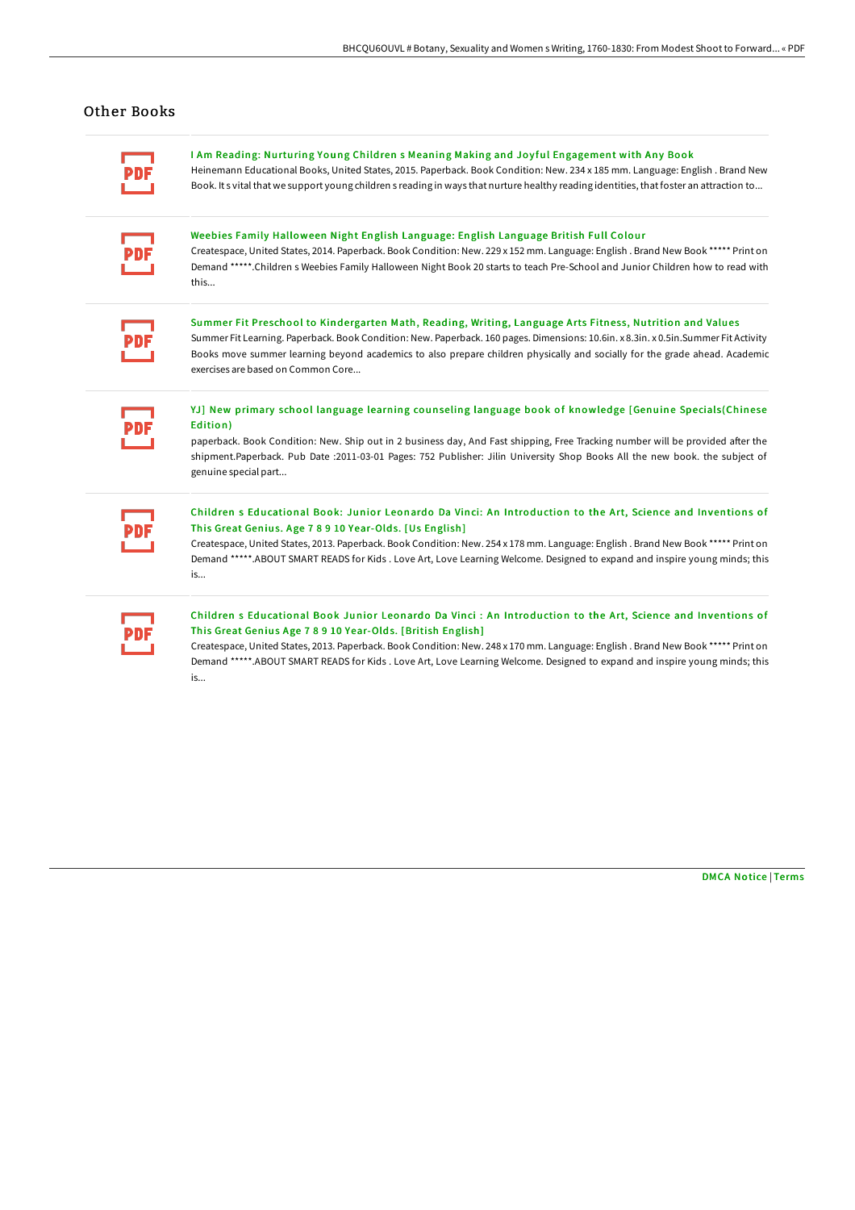## Other Books

**I Am Reading: Nurturing Young Children s Meaning Making and Joyful Engagement with Any Book**

Heinemann Educational Books, United States, 2015. Paperback. Book Condition: New. 234 x 185 mm. Language: English . Brand New Book. It s vital that we support young children s reading in ways that nurture healthy reading identities, that foster an attraction to...

**Weebies Family Halloween Night English Language: English Language British Full Colour**

Createspace, United States, 2014. Paperback. Book Condition: New. 229 x 152 mm. Language: English . Brand New Book ***** Print on Demand *****.Children s Weebies Family Halloween Night Book 20 starts to teach Pre-School and Junior Children how to read with this...

**Summer Fit Preschool to Kindergarten Math, Reading, Writing, Language Arts Fitness, Nutrition and Values**

Summer Fit Learning. Paperback. Book Condition: New. Paperback. 160 pages. Dimensions: 10.6in. x 8.3in. x 0.5in.Summer Fit Activity Books move summer learning beyond academics to also prepare children physically and socially for the grade ahead. Academic exercises are based on Common Core...

**YJ] New primary school language learning counseling language book of knowledge [Genuine Specials(Chinese Edition)**

paperback. Book Condition: New. Ship out in 2 business day, And Fast shipping, Free Tracking number will be provided after the shipment.Paperback. Pub Date :2011-03-01 Pages: 752 Publisher: Jilin University Shop Books All the new book. the subject of genuine special part...

**Children s Educational Book: Junior Leonardo Da Vinci: An Introduction to the Art, Science and Inventions of This Great Genius. Age 7 8 9 10 Year-Olds. [Us English]**

Createspace, United States, 2013. Paperback. Book Condition: New. 254 x 178 mm. Language: English . Brand New Book ***** Print on Demand *****.ABOUT SMART READS for Kids . Love Art, Love Learning Welcome. Designed to expand and inspire young minds; this is...

**Children s Educational Book Junior Leonardo Da Vinci : An Introduction to the Art, Science and Inventions of This Great Genius Age 7 8 9 10 Year-Olds. [British English]**

Createspace, United States, 2013. Paperback. Book Condition: New. 248 x 170 mm. Language: English . Brand New Book ***** Print on Demand *****.ABOUT SMART READS for Kids . Love Art, Love Learning Welcome. Designed to expand and inspire young minds; this is...